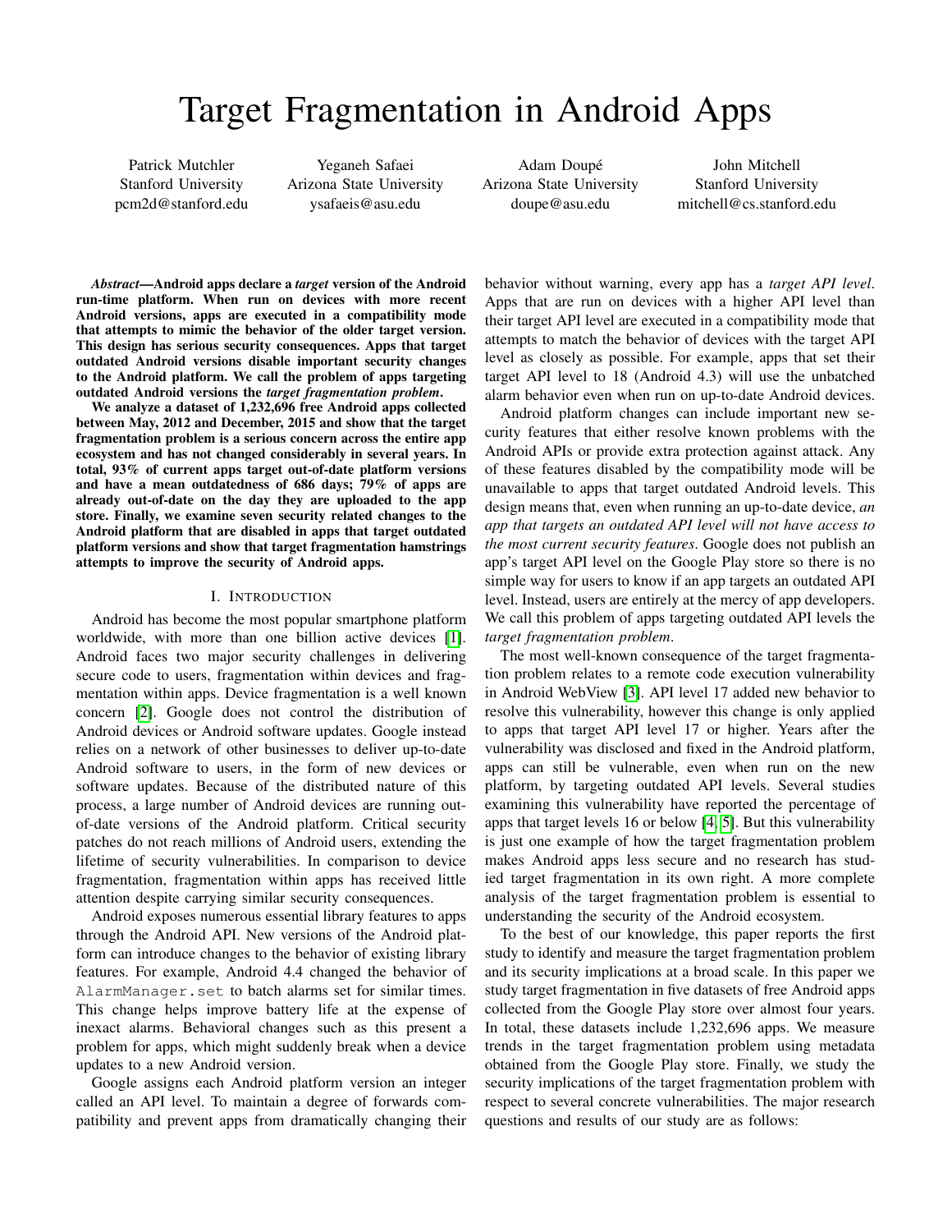# Target Fragmentation in Android Apps

Patrick Mutchler
Stanford University
pcm2d@stanford.edu

Yeganeh Safaei
Arizona State University
ysafaeis@asu.edu

Adam Doupé
Arizona State University
doupe@asu.edu

John Mitchell
Stanford University
mitchell@cs.stanford.edu

***Abstract*—Android apps declare a *target* version of the Android run-time platform. When run on devices with more recent Android versions, apps are executed in a compatibility mode that attempts to mimic the behavior of the older target version. This design has serious security consequences. Apps that target outdated Android versions disable important security changes to the Android platform. We call the problem of apps targeting outdated Android versions the *target fragmentation problem*.**

**We analyze a dataset of 1,232,696 free Android apps collected between May, 2012 and December, 2015 and show that the target fragmentation problem is a serious concern across the entire app ecosystem and has not changed considerably in several years. In total, 93% of current apps target out-of-date platform versions and have a mean outdatedness of 686 days; 79% of apps are already out-of-date on the day they are uploaded to the app store. Finally, we examine seven security related changes to the Android platform that are disabled in apps that target outdated platform versions and show that target fragmentation hamstrings attempts to improve the security of Android apps.**

## I. Introduction

Android has become the most popular smartphone platform worldwide, with more than one billion active devices [1]. Android faces two major security challenges in delivering secure code to users, fragmentation within devices and fragmentation within apps. Device fragmentation is a well known concern [2]. Google does not control the distribution of Android devices or Android software updates. Google instead relies on a network of other businesses to deliver up-to-date Android software to users, in the form of new devices or software updates. Because of the distributed nature of this process, a large number of Android devices are running out-of-date versions of the Android platform. Critical security patches do not reach millions of Android users, extending the lifetime of security vulnerabilities. In comparison to device fragmentation, fragmentation within apps has received little attention despite carrying similar security consequences.

Android exposes numerous essential library features to apps through the Android API. New versions of the Android platform can introduce changes to the behavior of existing library features. For example, Android 4.4 changed the behavior of `AlarmManager.set` to batch alarms set for similar times. This change helps improve battery life at the expense of inexact alarms. Behavioral changes such as this present a problem for apps, which might suddenly break when a device updates to a new Android version.

Google assigns each Android platform version an integer called an API level. To maintain a degree of forwards compatibility and prevent apps from dramatically changing their behavior without warning, every app has a *target API level*. Apps that are run on devices with a higher API level than their target API level are executed in a compatibility mode that attempts to match the behavior of devices with the target API level as closely as possible. For example, apps that set their target API level to 18 (Android 4.3) will use the unbatched alarm behavior even when run on up-to-date Android devices.

Android platform changes can include important new security features that either resolve known problems with the Android APIs or provide extra protection against attack. Any of these features disabled by the compatibility mode will be unavailable to apps that target outdated Android levels. This design means that, even when running an up-to-date device, *an app that targets an outdated API level will not have access to the most current security features*. Google does not publish an app's target API level on the Google Play store so there is no simple way for users to know if an app targets an outdated API level. Instead, users are entirely at the mercy of app developers. We call this problem of apps targeting outdated API levels the *target fragmentation problem*.

The most well-known consequence of the target fragmentation problem relates to a remote code execution vulnerability in Android WebView [3]. API level 17 added new behavior to resolve this vulnerability, however this change is only applied to apps that target API level 17 or higher. Years after the vulnerability was disclosed and fixed in the Android platform, apps can still be vulnerable, even when run on the new platform, by targeting outdated API levels. Several studies examining this vulnerability have reported the percentage of apps that target levels 16 or below [4, 5]. But this vulnerability is just one example of how the target fragmentation problem makes Android apps less secure and no research has studied target fragmentation in its own right. A more complete analysis of the target fragmentation problem is essential to understanding the security of the Android ecosystem.

To the best of our knowledge, this paper reports the first study to identify and measure the target fragmentation problem and its security implications at a broad scale. In this paper we study target fragmentation in five datasets of free Android apps collected from the Google Play store over almost four years. In total, these datasets include 1,232,696 apps. We measure trends in the target fragmentation problem using metadata obtained from the Google Play store. Finally, we study the security implications of the target fragmentation problem with respect to several concrete vulnerabilities. The major research questions and results of our study are as follows: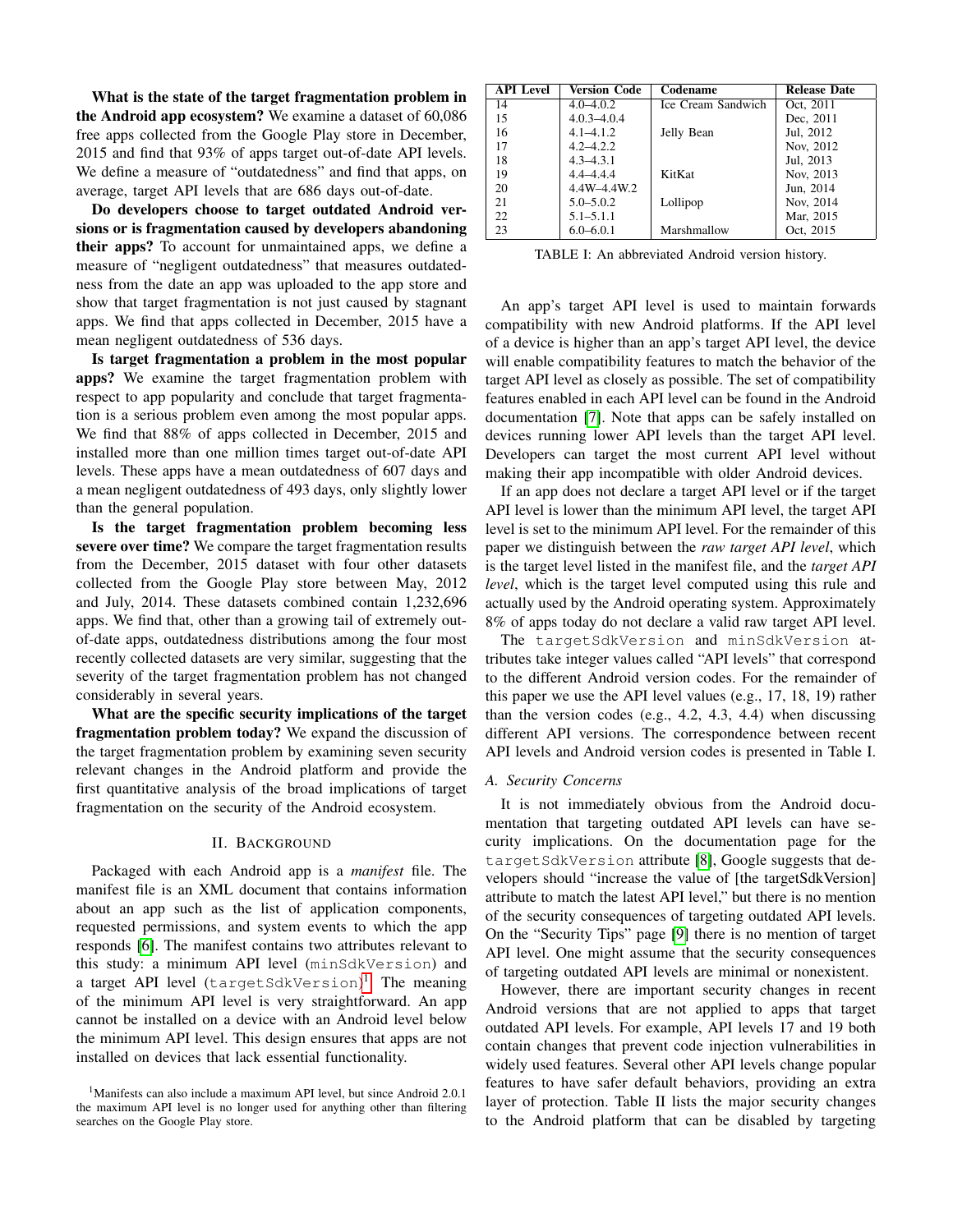**What is the state of the target fragmentation problem in the Android app ecosystem?** We examine a dataset of 60,086 free apps collected from the Google Play store in December, 2015 and find that 93% of apps target out-of-date API levels. We define a measure of "outdatedness" and find that apps, on average, target API levels that are 686 days out-of-date.

**Do developers choose to target outdated Android versions or is fragmentation caused by developers abandoning their apps?** To account for unmaintained apps, we define a measure of "negligent outdatedness" that measures outdatedness from the date an app was uploaded to the app store and show that target fragmentation is not just caused by stagnant apps. We find that apps collected in December, 2015 have a mean negligent outdatedness of 536 days.

**Is target fragmentation a problem in the most popular apps?** We examine the target fragmentation problem with respect to app popularity and conclude that target fragmentation is a serious problem even among the most popular apps. We find that 88% of apps collected in December, 2015 and installed more than one million times target out-of-date API levels. These apps have a mean outdatedness of 607 days and a mean negligent outdatedness of 493 days, only slightly lower than the general population.

**Is the target fragmentation problem becoming less severe over time?** We compare the target fragmentation results from the December, 2015 dataset with four other datasets collected from the Google Play store between May, 2012 and July, 2014. These datasets combined contain 1,232,696 apps. We find that, other than a growing tail of extremely out-of-date apps, outdatedness distributions among the four most recently collected datasets are very similar, suggesting that the severity of the target fragmentation problem has not changed considerably in several years.

**What are the specific security implications of the target fragmentation problem today?** We expand the discussion of the target fragmentation problem by examining seven security relevant changes in the Android platform and provide the first quantitative analysis of the broad implications of target fragmentation on the security of the Android ecosystem.

## II. Background

Packaged with each Android app is a *manifest* file. The manifest file is an XML document that contains information about an app such as the list of application components, requested permissions, and system events to which the app responds [6]. The manifest contains two attributes relevant to this study: a minimum API level (`minSdkVersion`) and a target API level (`targetSdkVersion`)[1]. The meaning of the minimum API level is very straightforward. An app cannot be installed on a device with an Android level below the minimum API level. This design ensures that apps are not installed on devices that lack essential functionality.

[1]Manifests can also include a maximum API level, but since Android 2.0.1 the maximum API level is no longer used for anything other than filtering searches on the Google Play store.

| API Level | Version Code | Codename | Release Date |
|---|---|---|---|
| 14 | 4.0–4.0.2 | Ice Cream Sandwich | Oct, 2011 |
| 15 | 4.0.3–4.0.4 | | Dec, 2011 |
| 16 | 4.1–4.1.2 | Jelly Bean | Jul, 2012 |
| 17 | 4.2–4.2.2 | | Nov, 2012 |
| 18 | 4.3–4.3.1 | | Jul, 2013 |
| 19 | 4.4–4.4.4 | KitKat | Nov, 2013 |
| 20 | 4.4W–4.4W.2 | | Jun, 2014 |
| 21 | 5.0–5.0.2 | Lollipop | Nov, 2014 |
| 22 | 5.1–5.1.1 | | Mar, 2015 |
| 23 | 6.0–6.0.1 | Marshmallow | Oct, 2015 |

TABLE I: An abbreviated Android version history.

An app's target API level is used to maintain forwards compatibility with new Android platforms. If the API level of a device is higher than an app's target API level, the device will enable compatibility features to match the behavior of the target API level as closely as possible. The set of compatibility features enabled in each API level can be found in the Android documentation [7]. Note that apps can be safely installed on devices running lower API levels than the target API level. Developers can target the most current API level without making their app incompatible with older Android devices.

If an app does not declare a target API level or if the target API level is lower than the minimum API level, the target API level is set to the minimum API level. For the remainder of this paper we distinguish between the *raw target API level*, which is the target level listed in the manifest file, and the *target API level*, which is the target level computed using this rule and actually used by the Android operating system. Approximately 8% of apps today do not declare a valid raw target API level.

The `targetSdkVersion` and `minSdkVersion` attributes take integer values called "API levels" that correspond to the different Android version codes. For the remainder of this paper we use the API level values (e.g., 17, 18, 19) rather than the version codes (e.g., 4.2, 4.3, 4.4) when discussing different API versions. The correspondence between recent API levels and Android version codes is presented in Table I.

### A. Security Concerns

It is not immediately obvious from the Android documentation that targeting outdated API levels can have security implications. On the documentation page for the `targetSdkVersion` attribute [8], Google suggests that developers should "increase the value of [the targetSdkVersion] attribute to match the latest API level," but there is no mention of the security consequences of targeting outdated API levels. On the "Security Tips" page [9] there is no mention of target API level. One might assume that the security consequences of targeting outdated API levels are minimal or nonexistent.

However, there are important security changes in recent Android versions that are not applied to apps that target outdated API levels. For example, API levels 17 and 19 both contain changes that prevent code injection vulnerabilities in widely used features. Several other API levels change popular features to have safer default behaviors, providing an extra layer of protection. Table II lists the major security changes to the Android platform that can be disabled by targeting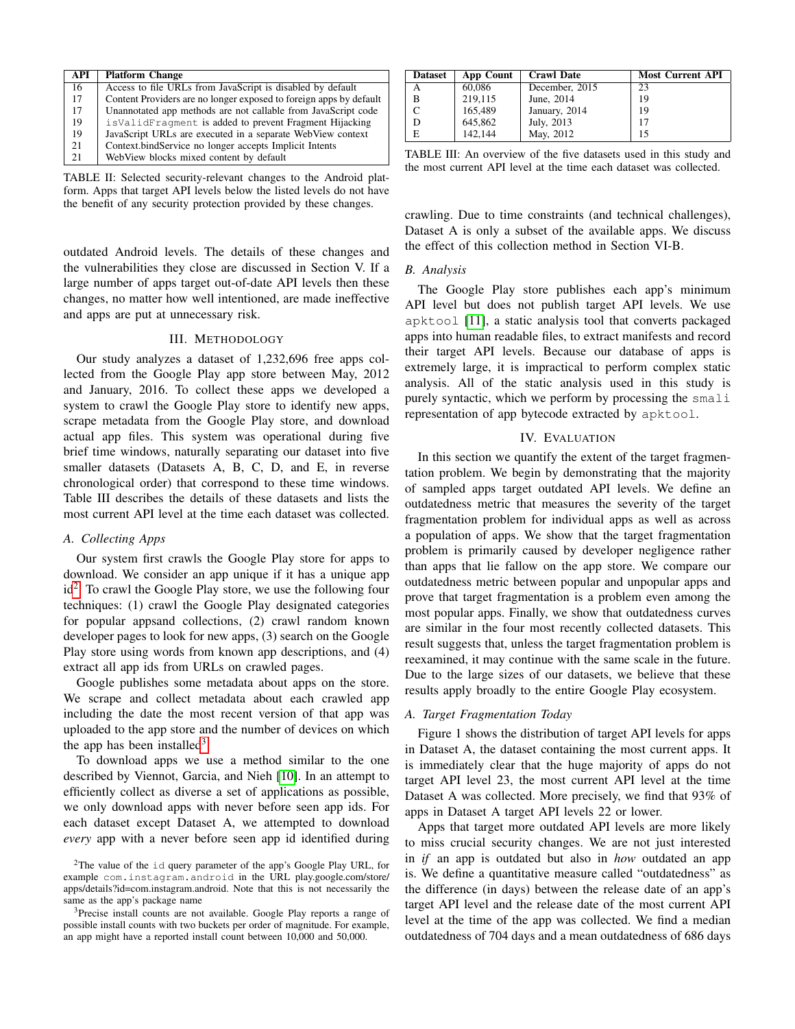| API | Platform Change |
| --- | --- |
| 16 | Access to file URLs from JavaScript is disabled by default |
| 17 | Content Providers are no longer exposed to foreign apps by default |
| 17 | Unannotated app methods are not callable from JavaScript code |
| 19 | `isValidFragment` is added to prevent Fragment Hijacking |
| 19 | JavaScript URLs are executed in a separate WebView context |
| 21 | Context.bindService no longer accepts Implicit Intents |
| 21 | WebView blocks mixed content by default |

TABLE II: Selected security-relevant changes to the Android platform. Apps that target API levels below the listed levels do not have the benefit of any security protection provided by these changes.

outdated Android levels. The details of these changes and the vulnerabilities they close are discussed in Section V. If a large number of apps target out-of-date API levels then these changes, no matter how well intentioned, are made ineffective and apps are put at unnecessary risk.

## III. Methodology

Our study analyzes a dataset of 1,232,696 free apps collected from the Google Play app store between May, 2012 and January, 2016. To collect these apps we developed a system to crawl the Google Play store to identify new apps, scrape metadata from the Google Play store, and download actual app files. This system was operational during five brief time windows, naturally separating our dataset into five smaller datasets (Datasets A, B, C, D, and E, in reverse chronological order) that correspond to these time windows. Table III describes the details of these datasets and lists the most current API level at the time each dataset was collected.

### *A. Collecting Apps*

Our system first crawls the Google Play store for apps to download. We consider an app unique if it has a unique app id[2]. To crawl the Google Play store, we use the following four techniques: (1) crawl the Google Play designated categories for popular appsand collections, (2) crawl random known developer pages to look for new apps, (3) search on the Google Play store using words from known app descriptions, and (4) extract all app ids from URLs on crawled pages.

Google publishes some metadata about apps on the store. We scrape and collect metadata about each crawled app including the date the most recent version of that app was uploaded to the app store and the number of devices on which the app has been installed[3].

To download apps we use a method similar to the one described by Viennot, Garcia, and Nieh [10]. In an attempt to efficiently collect as diverse a set of applications as possible, we only download apps with never before seen app ids. For each dataset except Dataset A, we attempted to download *every* app with a never before seen app id identified during

[2]The value of the `id` query parameter of the app's Google Play URL, for example `com.instagram.android` in the URL play.google.com/store/apps/details?id=com.instagram.android. Note that this is not necessarily the same as the app's package name

[3]Precise install counts are not available. Google Play reports a range of possible install counts with two buckets per order of magnitude. For example, an app might have a reported install count between 10,000 and 50,000.

| Dataset | App Count | Crawl Date | Most Current API |
| --- | --- | --- | --- |
| A | 60,086 | December, 2015 | 23 |
| B | 219,115 | June, 2014 | 19 |
| C | 165,489 | January, 2014 | 19 |
| D | 645,862 | July, 2013 | 17 |
| E | 142,144 | May, 2012 | 15 |

TABLE III: An overview of the five datasets used in this study and the most current API level at the time each dataset was collected.

crawling. Due to time constraints (and technical challenges), Dataset A is only a subset of the available apps. We discuss the effect of this collection method in Section VI-B.

### *B. Analysis*

The Google Play store publishes each app's minimum API level but does not publish target API levels. We use `apktool` [11], a static analysis tool that converts packaged apps into human readable files, to extract manifests and record their target API levels. Because our database of apps is extremely large, it is impractical to perform complex static analysis. All of the static analysis used in this study is purely syntactic, which we perform by processing the `smali` representation of app bytecode extracted by `apktool`.

## IV. Evaluation

In this section we quantify the extent of the target fragmentation problem. We begin by demonstrating that the majority of sampled apps target outdated API levels. We define an outdatedness metric that measures the severity of the target fragmentation problem for individual apps as well as across a population of apps. We show that the target fragmentation problem is primarily caused by developer negligence rather than apps that lie fallow on the app store. We compare our outdatedness metric between popular and unpopular apps and prove that target fragmentation is a problem even among the most popular apps. Finally, we show that outdatedness curves are similar in the four most recently collected datasets. This result suggests that, unless the target fragmentation problem is reexamined, it may continue with the same scale in the future. Due to the large sizes of our datasets, we believe that these results apply broadly to the entire Google Play ecosystem.

### *A. Target Fragmentation Today*

Figure 1 shows the distribution of target API levels for apps in Dataset A, the dataset containing the most current apps. It is immediately clear that the huge majority of apps do not target API level 23, the most current API level at the time Dataset A was collected. More precisely, we find that 93% of apps in Dataset A target API levels 22 or lower.

Apps that target more outdated API levels are more likely to miss crucial security changes. We are not just interested in *if* an app is outdated but also in *how* outdated an app is. We define a quantitative measure called "outdatedness" as the difference (in days) between the release date of an app's target API level and the release date of the most current API level at the time of the app was collected. We find a median outdatedness of 704 days and a mean outdatedness of 686 days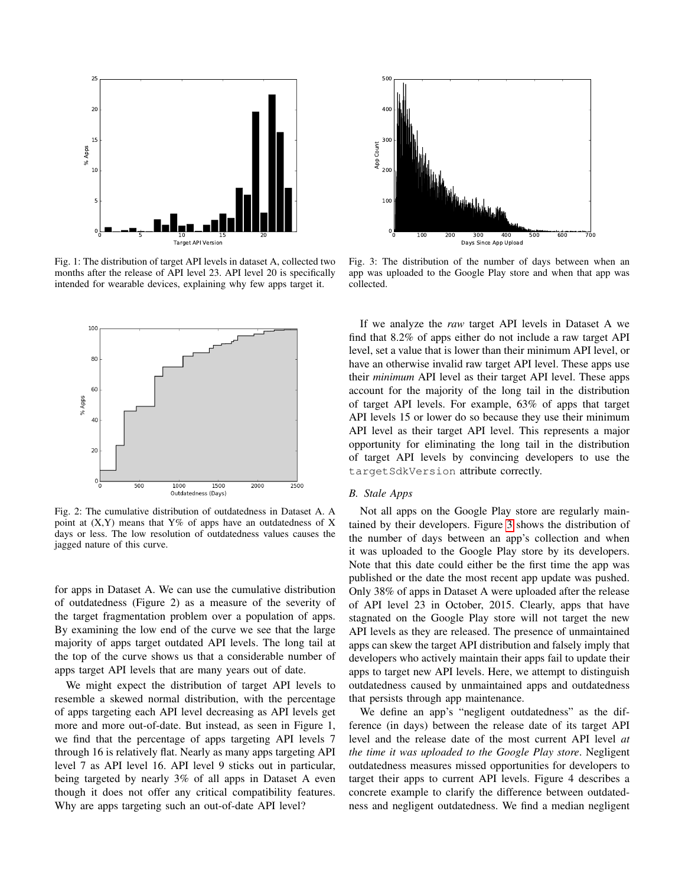Fig. 1: The distribution of target API levels in dataset A, collected two months after the release of API level 23. API level 20 is specifically intended for wearable devices, explaining why few apps target it.

Fig. 2: The cumulative distribution of outdatedness in Dataset A. A point at (X,Y) means that Y% of apps have an outdatedness of X days or less. The low resolution of outdatedness values causes the jagged nature of this curve.

for apps in Dataset A. We can use the cumulative distribution of outdatedness (Figure 2) as a measure of the severity of the target fragmentation problem over a population of apps. By examining the low end of the curve we see that the large majority of apps target outdated API levels. The long tail at the top of the curve shows us that a considerable number of apps target API levels that are many years out of date.

We might expect the distribution of target API levels to resemble a skewed normal distribution, with the percentage of apps targeting each API level decreasing as API levels get more and more out-of-date. But instead, as seen in Figure 1, we find that the percentage of apps targeting API levels 7 through 16 is relatively flat. Nearly as many apps targeting API level 7 as API level 16. API level 9 sticks out in particular, being targeted by nearly 3% of all apps in Dataset A even though it does not offer any critical compatibility features. Why are apps targeting such an out-of-date API level?

Fig. 3: The distribution of the number of days between when an app was uploaded to the Google Play store and when that app was collected.

If we analyze the *raw* target API levels in Dataset A we find that 8.2% of apps either do not include a raw target API level, set a value that is lower than their minimum API level, or have an otherwise invalid raw target API level. These apps use their *minimum* API level as their target API level. These apps account for the majority of the long tail in the distribution of target API levels. For example, 63% of apps that target API levels 15 or lower do so because they use their minimum API level as their target API level. This represents a major opportunity for eliminating the long tail in the distribution of target API levels by convincing developers to use the `targetSdkVersion` attribute correctly.

### B. Stale Apps

Not all apps on the Google Play store are regularly maintained by their developers. Figure 3 shows the distribution of the number of days between an app's collection and when it was uploaded to the Google Play store by its developers. Note that this date could either be the first time the app was published or the date the most recent app update was pushed. Only 38% of apps in Dataset A were uploaded after the release of API level 23 in October, 2015. Clearly, apps that have stagnated on the Google Play store will not target the new API levels as they are released. The presence of unmaintained apps can skew the target API distribution and falsely imply that developers who actively maintain their apps fail to update their apps to target new API levels. Here, we attempt to distinguish outdatedness caused by unmaintained apps and outdatedness that persists through app maintenance.

We define an app's "negligent outdatedness" as the difference (in days) between the release date of its target API level and the release date of the most current API level *at the time it was uploaded to the Google Play store*. Negligent outdatedness measures missed opportunities for developers to target their apps to current API levels. Figure 4 describes a concrete example to clarify the difference between outdatedness and negligent outdatedness. We find a median negligent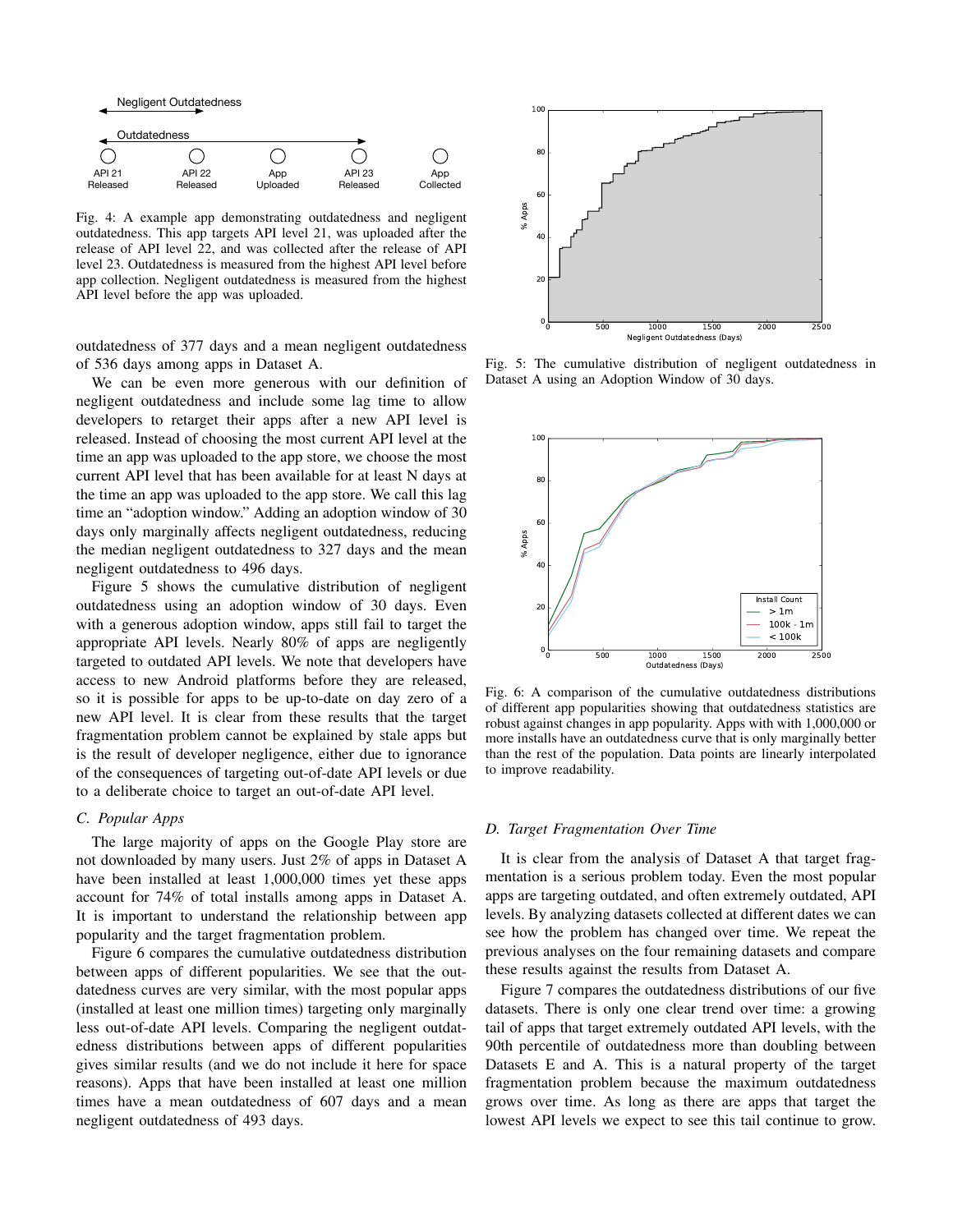Fig. 4: A example app demonstrating outdatedness and negligent outdatedness. This app targets API level 21, was uploaded after the release of API level 22, and was collected after the release of API level 23. Outdatedness is measured from the highest API level before app collection. Negligent outdatedness is measured from the highest API level before the app was uploaded.

outdatedness of 377 days and a mean negligent outdatedness of 536 days among apps in Dataset A.

We can be even more generous with our definition of negligent outdatedness and include some lag time to allow developers to retarget their apps after a new API level is released. Instead of choosing the most current API level at the time an app was uploaded to the app store, we choose the most current API level that has been available for at least N days at the time an app was uploaded to the app store. We call this lag time an "adoption window." Adding an adoption window of 30 days only marginally affects negligent outdatedness, reducing the median negligent outdatedness to 327 days and the mean negligent outdatedness to 496 days.

Figure 5 shows the cumulative distribution of negligent outdatedness using an adoption window of 30 days. Even with a generous adoption window, apps still fail to target the appropriate API levels. Nearly 80% of apps are negligently targeted to outdated API levels. We note that developers have access to new Android platforms before they are released, so it is possible for apps to be up-to-date on day zero of a new API level. It is clear from these results that the target fragmentation problem cannot be explained by stale apps but is the result of developer negligence, either due to ignorance of the consequences of targeting out-of-date API levels or due to a deliberate choice to target an out-of-date API level.

### C. Popular Apps

The large majority of apps on the Google Play store are not downloaded by many users. Just 2% of apps in Dataset A have been installed at least 1,000,000 times yet these apps account for 74% of total installs among apps in Dataset A. It is important to understand the relationship between app popularity and the target fragmentation problem.

Figure 6 compares the cumulative outdatedness distribution between apps of different popularities. We see that the outdatedness curves are very similar, with the most popular apps (installed at least one million times) targeting only marginally less out-of-date API levels. Comparing the negligent outdatedness distributions between apps of different popularities gives similar results (and we do not include it here for space reasons). Apps that have been installed at least one million times have a mean outdatedness of 607 days and a mean negligent outdatedness of 493 days.

Fig. 5: The cumulative distribution of negligent outdatedness in Dataset A using an Adoption Window of 30 days.

Fig. 6: A comparison of the cumulative outdatedness distributions of different app popularities showing that outdatedness statistics are robust against changes in app popularity. Apps with with 1,000,000 or more installs have an outdatedness curve that is only marginally better than the rest of the population. Data points are linearly interpolated to improve readability.

### D. Target Fragmentation Over Time

It is clear from the analysis of Dataset A that target fragmentation is a serious problem today. Even the most popular apps are targeting outdated, and often extremely outdated, API levels. By analyzing datasets collected at different dates we can see how the problem has changed over time. We repeat the previous analyses on the four remaining datasets and compare these results against the results from Dataset A.

Figure 7 compares the outdatedness distributions of our five datasets. There is only one clear trend over time: a growing tail of apps that target extremely outdated API levels, with the 90th percentile of outdatedness more than doubling between Datasets E and A. This is a natural property of the target fragmentation problem because the maximum outdatedness grows over time. As long as there are apps that target the lowest API levels we expect to see this tail continue to grow.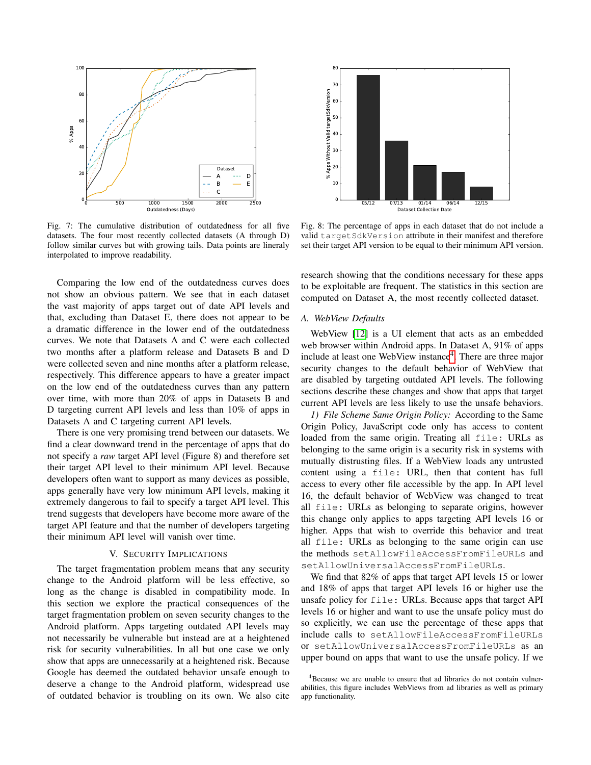Fig. 7: The cumulative distribution of outdatedness for all five datasets. The four most recently collected datasets (A through D) follow similar curves but with growing tails. Data points are lineraly interpolated to improve readability.

Fig. 8: The percentage of apps in each dataset that do not include a valid `targetSdkVersion` attribute in their manifest and therefore set their target API version to be equal to their minimum API version.

Comparing the low end of the outdatedness curves does not show an obvious pattern. We see that in each dataset the vast majority of apps target out of date API levels and that, excluding than Dataset E, there does not appear to be a dramatic difference in the lower end of the outdatedness curves. We note that Datasets A and C were each collected two months after a platform release and Datasets B and D were collected seven and nine months after a platform release, respectively. This difference appears to have a greater impact on the low end of the outdatedness curves than any pattern over time, with more than 20% of apps in Datasets B and D targeting current API levels and less than 10% of apps in Datasets A and C targeting current API levels.

There is one very promising trend between our datasets. We find a clear downward trend in the percentage of apps that do not specify a *raw* target API level (Figure 8) and therefore set their target API level to their minimum API level. Because developers often want to support as many devices as possible, apps generally have very low minimum API levels, making it extremely dangerous to fail to specify a target API level. This trend suggests that developers have become more aware of the target API feature and that the number of developers targeting their minimum API level will vanish over time.

## V. Security Implications

The target fragmentation problem means that any security change to the Android platform will be less effective, so long as the change is disabled in compatibility mode. In this section we explore the practical consequences of the target fragmentation problem on seven security changes to the Android platform. Apps targeting outdated API levels may not necessarily be vulnerable but instead are at a heightened risk for security vulnerabilities. In all but one case we only show that apps are unnecessarily at a heightened risk. Because Google has deemed the outdated behavior unsafe enough to deserve a change to the Android platform, widespread use of outdated behavior is troubling on its own. We also cite research showing that the conditions necessary for these apps to be exploitable are frequent. The statistics in this section are computed on Dataset A, the most recently collected dataset.

### A. WebView Defaults

WebView [12] is a UI element that acts as an embedded web browser within Android apps. In Dataset A, 91% of apps include at least one WebView instance[4]. There are three major security changes to the default behavior of WebView that are disabled by targeting outdated API levels. The following sections describe these changes and show that apps that target current API levels are less likely to use the unsafe behaviors.

*1) File Scheme Same Origin Policy:* According to the Same Origin Policy, JavaScript code only has access to content loaded from the same origin. Treating all `file:` URLs as belonging to the same origin is a security risk in systems with mutually distrusting files. If a WebView loads any untrusted content using a `file:` URL, then that content has full access to every other file accessible by the app. In API level 16, the default behavior of WebView was changed to treat all `file:` URLs as belonging to separate origins, however this change only applies to apps targeting API levels 16 or higher. Apps that wish to override this behavior and treat all `file:` URLs as belonging to the same origin can use the methods `setAllowFileAccessFromFileURLs` and `setAllowUniversalAccessFromFileURLs`.

We find that 82% of apps that target API levels 15 or lower and 18% of apps that target API levels 16 or higher use the unsafe policy for `file:` URLs. Because apps that target API levels 16 or higher and want to use the unsafe policy must do so explicitly, we can use the percentage of these apps that include calls to `setAllowFileAccessFromFileURLs` or `setAllowUniversalAccessFromFileURLs` as an upper bound on apps that want to use the unsafe policy. If we

[4] Because we are unable to ensure that ad libraries do not contain vulnerabilities, this figure includes WebViews from ad libraries as well as primary app functionality.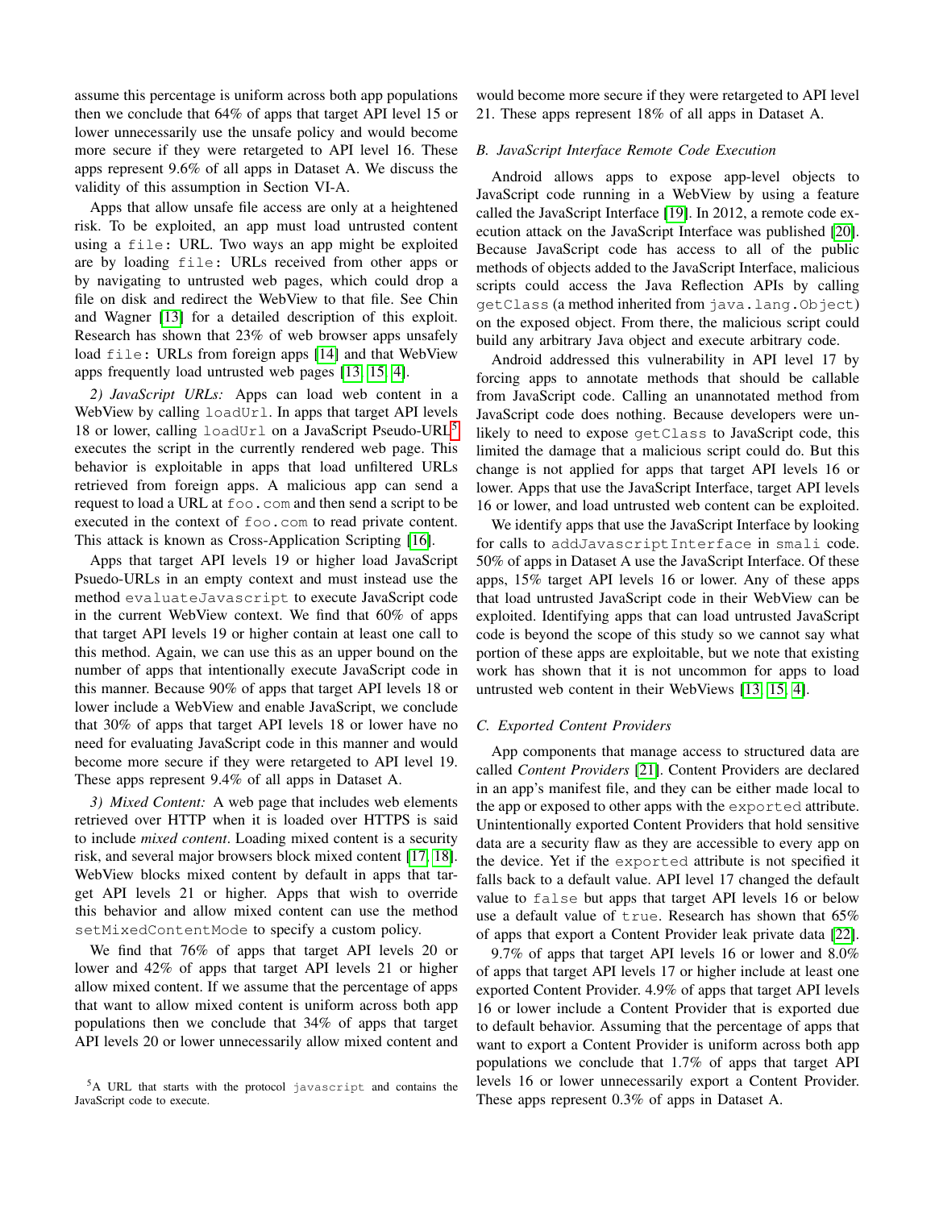assume this percentage is uniform across both app populations then we conclude that 64% of apps that target API level 15 or lower unnecessarily use the unsafe policy and would become more secure if they were retargeted to API level 16. These apps represent 9.6% of all apps in Dataset A. We discuss the validity of this assumption in Section VI-A.

Apps that allow unsafe file access are only at a heightened risk. To be exploited, an app must load untrusted content using a `file:` URL. Two ways an app might be exploited are by loading `file:` URLs received from other apps or by navigating to untrusted web pages, which could drop a file on disk and redirect the WebView to that file. See Chin and Wagner [13] for a detailed description of this exploit. Research has shown that 23% of web browser apps unsafely load `file:` URLs from foreign apps [14] and that WebView apps frequently load untrusted web pages [13, 15, 4].

*2) JavaScript URLs:* Apps can load web content in a WebView by calling `loadUrl`. In apps that target API levels 18 or lower, calling `loadUrl` on a JavaScript Pseudo-URL[5] executes the script in the currently rendered web page. This behavior is exploitable in apps that load unfiltered URLs retrieved from foreign apps. A malicious app can send a request to load a URL at `foo.com` and then send a script to be executed in the context of `foo.com` to read private content. This attack is known as Cross-Application Scripting [16].

Apps that target API levels 19 or higher load JavaScript Psuedo-URLs in an empty context and must instead use the method `evaluateJavascript` to execute JavaScript code in the current WebView context. We find that 60% of apps that target API levels 19 or higher contain at least one call to this method. Again, we can use this as an upper bound on the number of apps that intentionally execute JavaScript code in this manner. Because 90% of apps that target API levels 18 or lower include a WebView and enable JavaScript, we conclude that 30% of apps that target API levels 18 or lower have no need for evaluating JavaScript code in this manner and would become more secure if they were retargeted to API level 19. These apps represent 9.4% of all apps in Dataset A.

*3) Mixed Content:* A web page that includes web elements retrieved over HTTP when it is loaded over HTTPS is said to include *mixed content*. Loading mixed content is a security risk, and several major browsers block mixed content [17, 18]. WebView blocks mixed content by default in apps that target API levels 21 or higher. Apps that wish to override this behavior and allow mixed content can use the method `setMixedContentMode` to specify a custom policy.

We find that 76% of apps that target API levels 20 or lower and 42% of apps that target API levels 21 or higher allow mixed content. If we assume that the percentage of apps that want to allow mixed content is uniform across both app populations then we conclude that 34% of apps that target API levels 20 or lower unnecessarily allow mixed content and would become more secure if they were retargeted to API level 21. These apps represent 18% of all apps in Dataset A.

[5] A URL that starts with the protocol `javascript` and contains the JavaScript code to execute.

### B. JavaScript Interface Remote Code Execution

Android allows apps to expose app-level objects to JavaScript code running in a WebView by using a feature called the JavaScript Interface [19]. In 2012, a remote code execution attack on the JavaScript Interface was published [20]. Because JavaScript code has access to all of the public methods of objects added to the JavaScript Interface, malicious scripts could access the Java Reflection APIs by calling `getClass` (a method inherited from `java.lang.Object`) on the exposed object. From there, the malicious script could build any arbitrary Java object and execute arbitrary code.

Android addressed this vulnerability in API level 17 by forcing apps to annotate methods that should be callable from JavaScript code. Calling an unannotated method from JavaScript code does nothing. Because developers were unlikely to need to expose `getClass` to JavaScript code, this limited the damage that a malicious script could do. But this change is not applied for apps that target API levels 16 or lower. Apps that use the JavaScript Interface, target API levels 16 or lower, and load untrusted web content can be exploited.

We identify apps that use the JavaScript Interface by looking for calls to `addJavascriptInterface` in `smali` code. 50% of apps in Dataset A use the JavaScript Interface. Of these apps, 15% target API levels 16 or lower. Any of these apps that load untrusted JavaScript code in their WebView can be exploited. Identifying apps that can load untrusted JavaScript code is beyond the scope of this study so we cannot say what portion of these apps are exploitable, but we note that existing work has shown that it is not uncommon for apps to load untrusted web content in their WebViews [13, 15, 4].

### C. Exported Content Providers

App components that manage access to structured data are called *Content Providers* [21]. Content Providers are declared in an app's manifest file, and they can be either made local to the app or exposed to other apps with the `exported` attribute. Unintentionally exported Content Providers that hold sensitive data are a security flaw as they are accessible to every app on the device. Yet if the `exported` attribute is not specified it falls back to a default value. API level 17 changed the default value to `false` but apps that target API levels 16 or below use a default value of `true`. Research has shown that 65% of apps that export a Content Provider leak private data [22].

9.7% of apps that target API levels 16 or lower and 8.0% of apps that target API levels 17 or higher include at least one exported Content Provider. 4.9% of apps that target API levels 16 or lower include a Content Provider that is exported due to default behavior. Assuming that the percentage of apps that want to export a Content Provider is uniform across both app populations we conclude that 1.7% of apps that target API levels 16 or lower unnecessarily export a Content Provider. These apps represent 0.3% of apps in Dataset A.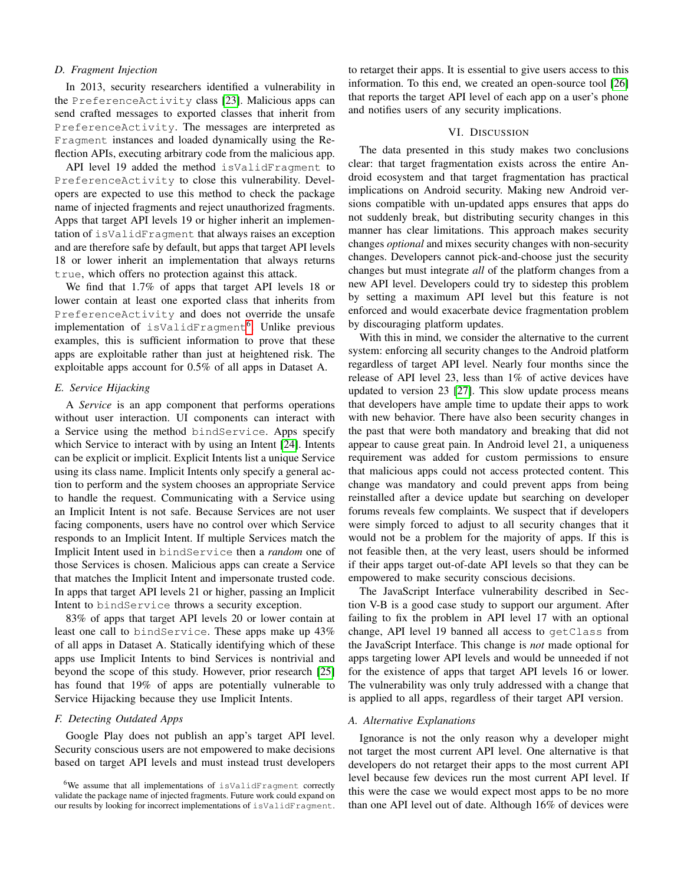### D. Fragment Injection

In 2013, security researchers identified a vulnerability in the PreferenceActivity class [23]. Malicious apps can send crafted messages to exported classes that inherit from PreferenceActivity. The messages are interpreted as Fragment instances and loaded dynamically using the Reflection APIs, executing arbitrary code from the malicious app.

API level 19 added the method isValidFragment to PreferenceActivity to close this vulnerability. Developers are expected to use this method to check the package name of injected fragments and reject unauthorized fragments. Apps that target API levels 19 or higher inherit an implementation of isValidFragment that always raises an exception and are therefore safe by default, but apps that target API levels 18 or lower inherit an implementation that always returns true, which offers no protection against this attack.

We find that 1.7% of apps that target API levels 18 or lower contain at least one exported class that inherits from PreferenceActivity and does not override the unsafe implementation of isValidFragment[6]. Unlike previous examples, this is sufficient information to prove that these apps are exploitable rather than just at heightened risk. The exploitable apps account for 0.5% of all apps in Dataset A.

### E. Service Hijacking

A *Service* is an app component that performs operations without user interaction. UI components can interact with a Service using the method bindService. Apps specify which Service to interact with by using an Intent [24]. Intents can be explicit or implicit. Explicit Intents list a unique Service using its class name. Implicit Intents only specify a general action to perform and the system chooses an appropriate Service to handle the request. Communicating with a Service using an Implicit Intent is not safe. Because Services are not user facing components, users have no control over which Service responds to an Implicit Intent. If multiple Services match the Implicit Intent used in bindService then a *random* one of those Services is chosen. Malicious apps can create a Service that matches the Implicit Intent and impersonate trusted code. In apps that target API levels 21 or higher, passing an Implicit Intent to bindService throws a security exception.

83% of apps that target API levels 20 or lower contain at least one call to bindService. These apps make up 43% of all apps in Dataset A. Statically identifying which of these apps use Implicit Intents to bind Services is nontrivial and beyond the scope of this study. However, prior research [25] has found that 19% of apps are potentially vulnerable to Service Hijacking because they use Implicit Intents.

### F. Detecting Outdated Apps

Google Play does not publish an app's target API level. Security conscious users are not empowered to make decisions based on target API levels and must instead trust developers to retarget their apps. It is essential to give users access to this information. To this end, we created an open-source tool [26] that reports the target API level of each app on a user's phone and notifies users of any security implications.

## VI. Discussion

The data presented in this study makes two conclusions clear: that target fragmentation exists across the entire Android ecosystem and that target fragmentation has practical implications on Android security. Making new Android versions compatible with un-updated apps ensures that apps do not suddenly break, but distributing security changes in this manner has clear limitations. This approach makes security changes *optional* and mixes security changes with non-security changes. Developers cannot pick-and-choose just the security changes but must integrate *all* of the platform changes from a new API level. Developers could try to sidestep this problem by setting a maximum API level but this feature is not enforced and would exacerbate device fragmentation problem by discouraging platform updates.

With this in mind, we consider the alternative to the current system: enforcing all security changes to the Android platform regardless of target API level. Nearly four months since the release of API level 23, less than 1% of active devices have updated to version 23 [27]. This slow update process means that developers have ample time to update their apps to work with new behavior. There have also been security changes in the past that were both mandatory and breaking that did not appear to cause great pain. In Android level 21, a uniqueness requirement was added for custom permissions to ensure that malicious apps could not access protected content. This change was mandatory and could prevent apps from being reinstalled after a device update but searching on developer forums reveals few complaints. We suspect that if developers were simply forced to adjust to all security changes that it would not be a problem for the majority of apps. If this is not feasible then, at the very least, users should be informed if their apps target out-of-date API levels so that they can be empowered to make security conscious decisions.

The JavaScript Interface vulnerability described in Section V-B is a good case study to support our argument. After failing to fix the problem in API level 17 with an optional change, API level 19 banned all access to getClass from the JavaScript Interface. This change is *not* made optional for apps targeting lower API levels and would be unneeded if not for the existence of apps that target API levels 16 or lower. The vulnerability was only truly addressed with a change that is applied to all apps, regardless of their target API version.

### A. Alternative Explanations

Ignorance is not the only reason why a developer might not target the most current API level. One alternative is that developers do not retarget their apps to the most current API level because few devices run the most current API level. If this were the case we would expect most apps to be no more than one API level out of date. Although 16% of devices were

[6] We assume that all implementations of isValidFragment correctly validate the package name of injected fragments. Future work could expand on our results by looking for incorrect implementations of isValidFragment.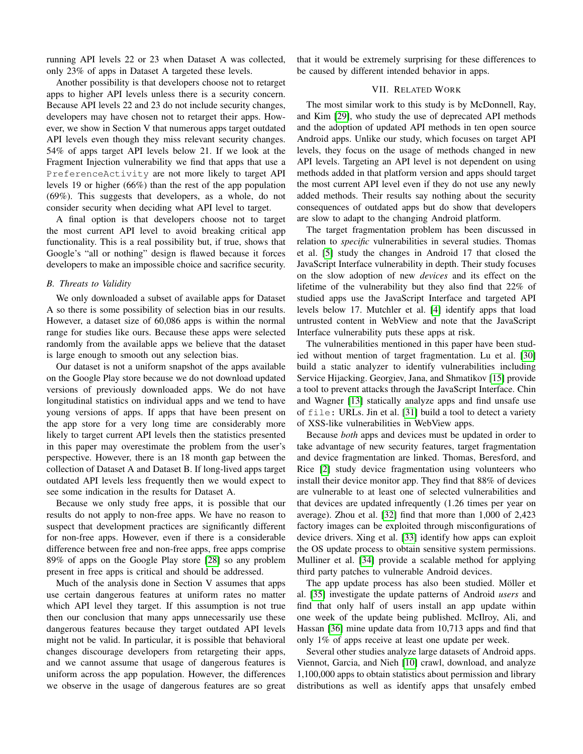running API levels 22 or 23 when Dataset A was collected, only 23% of apps in Dataset A targeted these levels.

Another possibility is that developers choose not to retarget apps to higher API levels unless there is a security concern. Because API levels 22 and 23 do not include security changes, developers may have chosen not to retarget their apps. However, we show in Section V that numerous apps target outdated API levels even though they miss relevant security changes. 54% of apps target API levels below 21. If we look at the Fragment Injection vulnerability we find that apps that use a `PreferenceActivity` are not more likely to target API levels 19 or higher (66%) than the rest of the app population (69%). This suggests that developers, as a whole, do not consider security when deciding what API level to target.

A final option is that developers choose not to target the most current API level to avoid breaking critical app functionality. This is a real possibility but, if true, shows that Google's "all or nothing" design is flawed because it forces developers to make an impossible choice and sacrifice security.

### B. Threats to Validity

We only downloaded a subset of available apps for Dataset A so there is some possibility of selection bias in our results. However, a dataset size of 60,086 apps is within the normal range for studies like ours. Because these apps were selected randomly from the available apps we believe that the dataset is large enough to smooth out any selection bias.

Our dataset is not a uniform snapshot of the apps available on the Google Play store because we do not download updated versions of previously downloaded apps. We do not have longitudinal statistics on individual apps and we tend to have young versions of apps. If apps that have been present on the app store for a very long time are considerably more likely to target current API levels then the statistics presented in this paper may overestimate the problem from the user's perspective. However, there is an 18 month gap between the collection of Dataset A and Dataset B. If long-lived apps target outdated API levels less frequently then we would expect to see some indication in the results for Dataset A.

Because we only study free apps, it is possible that our results do not apply to non-free apps. We have no reason to suspect that development practices are significantly different for non-free apps. However, even if there is a considerable difference between free and non-free apps, free apps comprise 89% of apps on the Google Play store [28] so any problem present in free apps is critical and should be addressed.

Much of the analysis done in Section V assumes that apps use certain dangerous features at uniform rates no matter which API level they target. If this assumption is not true then our conclusion that many apps unnecessarily use these dangerous features because they target outdated API levels might not be valid. In particular, it is possible that behavioral changes discourage developers from retargeting their apps, and we cannot assume that usage of dangerous features is uniform across the app population. However, the differences we observe in the usage of dangerous features are so great that it would be extremely surprising for these differences to be caused by different intended behavior in apps.

## VII. Related Work

The most similar work to this study is by McDonnell, Ray, and Kim [29], who study the use of deprecated API methods and the adoption of updated API methods in ten open source Android apps. Unlike our study, which focuses on target API levels, they focus on the usage of methods changed in new API levels. Targeting an API level is not dependent on using methods added in that platform version and apps should target the most current API level even if they do not use any newly added methods. Their results say nothing about the security consequences of outdated apps but do show that developers are slow to adapt to the changing Android platform.

The target fragmentation problem has been discussed in relation to *specific* vulnerabilities in several studies. Thomas et al. [5] study the changes in Android 17 that closed the JavaScript Interface vulnerability in depth. Their study focuses on the slow adoption of new *devices* and its effect on the lifetime of the vulnerability but they also find that 22% of studied apps use the JavaScript Interface and targeted API levels below 17. Mutchler et al. [4] identify apps that load untrusted content in WebView and note that the JavaScript Interface vulnerability puts these apps at risk.

The vulnerabilities mentioned in this paper have been studied without mention of target fragmentation. Lu et al. [30] build a static analyzer to identify vulnerabilities including Service Hijacking. Georgiev, Jana, and Shmatikov [15] provide a tool to prevent attacks through the JavaScript Interface. Chin and Wagner [13] statically analyze apps and find unsafe use of `file:` URLs. Jin et al. [31] build a tool to detect a variety of XSS-like vulnerabilities in WebView apps.

Because *both* apps and devices must be updated in order to take advantage of new security features, target fragmentation and device fragmentation are linked. Thomas, Beresford, and Rice [2] study device fragmentation using volunteers who install their device monitor app. They find that 88% of devices are vulnerable to at least one of selected vulnerabilities and that devices are updated infrequently (1.26 times per year on average). Zhou et al. [32] find that more than 1,000 of 2,423 factory images can be exploited through misconfigurations of device drivers. Xing et al. [33] identify how apps can exploit the OS update process to obtain sensitive system permissions. Mulliner et al. [34] provide a scalable method for applying third party patches to vulnerable Android devices.

The app update process has also been studied. Möller et al. [35] investigate the update patterns of Android *users* and find that only half of users install an app update within one week of the update being published. McIlroy, Ali, and Hassan [36] mine update data from 10,713 apps and find that only 1% of apps receive at least one update per week.

Several other studies analyze large datasets of Android apps. Viennot, Garcia, and Nieh [10] crawl, download, and analyze 1,100,000 apps to obtain statistics about permission and library distributions as well as identify apps that unsafely embed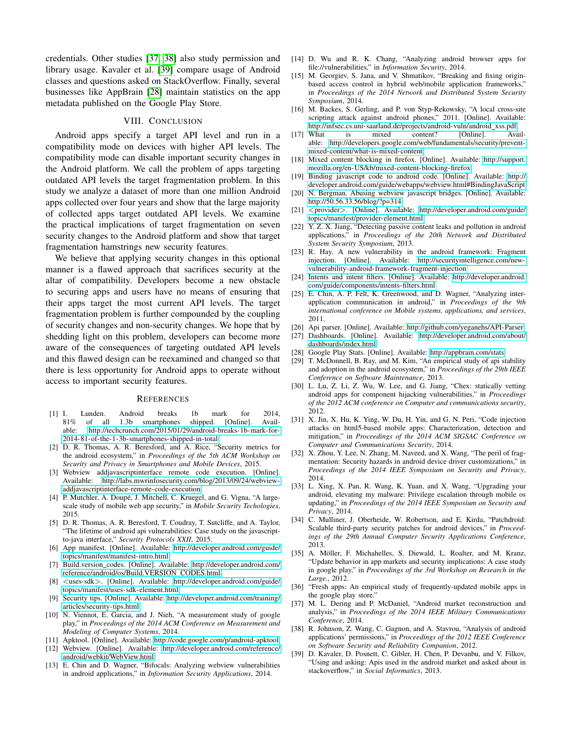credentials. Other studies [37], [38] also study permission and library usage. Kavaler et al. [39] compare usage of Android classes and questions asked on StackOverflow. Finally, several businesses like AppBrain [28] maintain statistics on the app metadata published on the Google Play Store.

## VIII. Conclusion

Android apps specify a target API level and run in a compatibility mode on devices with higher API levels. The compatibility mode can disable important security changes in the Android platform. We call the problem of apps targeting outdated API levels the target fragmentation problem. In this study we analyze a dataset of more than one million Android apps collected over four years and show that the large majority of collected apps target outdated API levels. We examine the practical implications of target fragmentation on seven security changes to the Android platform and show that target fragmentation hamstrings new security features.

We believe that applying security changes in this optional manner is a flawed approach that sacrifices security at the altar of compatibility. Developers become a new obstacle to securing apps and users have no means of ensuring that their apps target the most current API levels. The target fragmentation problem is further compounded by the coupling of security changes and non-security changes. We hope that by shedding light on this problem, developers can become more aware of the consequences of targeting outdated API levels and this flawed design can be reexamined and changed so that there is less opportunity for Android apps to operate without access to important security features.

## References

[1] I. Lunden. Android breaks 1b mark for 2014, 81% of all 1.3b smartphones shipped. [Online]. Available: http://techcrunch.com/2015/01/29/android-breaks-1b-mark-for-2014-81-of-the-1-3b-smartphones-shipped-in-total

[2] D. R. Thomas, A. R. Beresford, and A. Rice, "Security metrics for the android ecosystem," in *Proceedings of the 5th ACM Workshop on Security and Privacy in Smartphones and Mobile Devices*, 2015.

[3] Webview addjavascriptinterface remote code execution. [Online]. Available: http://labs.mwrinfosecurity.com/blog/2013/09/24/webview-addjavascriptinterface-remote-code-execution

[4] P. Mutchler, A. Doupé, J. Mitchell, C. Kruegel, and G. Vigna, "A large-scale study of mobile web app security," in *Mobile Security Techologies*, 2015.

[5] D. R. Thomas, A. R. Beresford, T. Coudray, T. Sutcliffe, and A. Taylor, "The lifetime of android api vulnerabilities: Case study on the javascript-to-java interface," *Security Protocols XXII*, 2015.

[6] App manifest. [Online]. Available: http://developer.android.com/guide/topics/manifest/manifest-intro.html

[7] Build.version_codes. [Online]. Available: http://developer.android.com/reference/android/os/Build.VERSION_CODES.html

[8] <uses-sdk>. [Online]. Available: http://developer.android.com/guide/topics/manifest/uses-sdk-element.html

[9] Security tips. [Online]. Available: http://developer.android.com/training/articles/security-tips.html

[10] N. Viennot, E. Garcia, and J. Nieh, "A measurement study of google play," in *Proceedings of the 2014 ACM Conference on Measurement and Modeling of Computer Systems*, 2014.

[11] Apktool. [Online]. Available: http://code.google.com/p/android-apktool

[12] Webview. [Online]. Available: http://developer.android.com/reference/android/webkit/WebView.html

[13] E. Chin and D. Wagner, "Bifocals: Analyzing webview vulnerabilities in android applications," in *Information Security Applications*, 2014.

[14] D. Wu and R. K. Chang, "Analyzing android browser apps for file://vulnerabilities," in *Information Security*, 2014.

[15] M. Georgiev, S. Jana, and V. Shmatikov, "Breaking and fixing origin-based access control in hybrid web/mobile application frameworks," in *Proceedings of the 2014 Network and Distributed System Security Symposium*, 2014.

[16] M. Backes, S. Gerling, and P. von Styp-Rekowsky, "A local cross-site scripting attack against android phones," 2011. [Online]. Available: http://infsec.cs.uni-saarland.de/projects/android-vuln/android_xss.pdf

[17] What is mixed content? [Online]. Available: http://developers.google.com/web/fundamentals/security/prevent-mixed-content/what-is-mixed-content

[18] Mixed content blocking in firefox. [Online]. Available: http://support.mozilla.org/en-US/kb/mixed-content-blocking-firefox

[19] Binding javascript code to android code. [Online]. Available: http://developer.android.com/guide/webapps/webview.html#BindingJavaScript

[20] N. Bergman. Abusing webview javascript bridges. [Online]. Available: http://50.56.33.56/blog/?p=314

[21] <provider>. [Online]. Available: http://developer.android.com/guide/topics/manifest/provider-element.html

[22] Y. Z. X. Jiang, "Detecting passive content leaks and pollution in android applications," in *Proceedings of the 20th Network and Distributed System Security Symposium*, 2013.

[23] R. Hay. A new vulnerability in the android framework: Fragment injection. [Online]. Available: http://securityintelligence.com/new-vulnerability-android-framework-fragment-injection

[24] Intents and intent filters. [Online]. Available: http://developer.android.com/guide/components/intents-filters.html

[25] E. Chin, A. P. Felt, K. Greenwood, and D. Wagner, "Analyzing inter-application communication in android," in *Proceedings of the 9th international conference on Mobile systems, applications, and services*, 2011.

[26] Api parser. [Online]. Available: http://github.com/yeganehs/API-Parser

[27] Dashboards. [Online]. Available: http://developer.android.com/about/dashboards/index.html

[28] Google Play Stats. [Online]. Available: http://appbrain.com/stats

[29] T. McDonnell, B. Ray, and M. Kim, "An empirical study of api stability and adoption in the android ecosystem," in *Proceedings of the 29th IEEE Conference on Software Maintenance*, 2013.

[30] L. Lu, Z. Li, Z. Wu, W. Lee, and G. Jiang, "Chex: statically vetting android apps for component hijacking vulnerabilities," in *Proceedings of the 2012 ACM conference on Computer and communications security*, 2012.

[31] X. Jin, X. Hu, K. Ying, W. Du, H. Yin, and G. N. Peri, "Code injection attacks on html5-based mobile apps: Characterization, detection and mitigation," in *Proceedings of the 2014 ACM SIGSAC Conference on Computer and Communications Security*, 2014.

[32] X. Zhou, Y. Lee, N. Zhang, M. Naveed, and X. Wang, "The peril of fragmentation: Security hazards in android device driver customizations," in *Proceedings of the 2014 IEEE Symposium on Security and Privacy*, 2014.

[33] L. Xing, X. Pan, R. Wang, K. Yuan, and X. Wang, "Upgrading your android, elevating my malware: Privilege escalation through mobile os updating," in *Proceedings of the 2014 IEEE Symposium on Security and Privacy*, 2014.

[34] C. Mulliner, J. Oberheide, W. Robertson, and E. Kirda, "Patchdroid: Scalable third-party security patches for android devices," in *Proceedings of the 29th Annual Computer Security Applications Conference*, 2013.

[35] A. Möller, F. Michahelles, S. Diewald, L. Roalter, and M. Kranz, "Update behavior in app markets and security implications: A case study in google play," in *Proceedings of the 3rd Workshop on Research in the Large.*, 2012.

[36] "Fresh apps: An empirical study of frequently-updated mobile apps in the google play store."

[37] M. L. Dering and P. McDaniel, "Android market reconstruction and analysis," in *Proceedings of the 2014 IEEE Military Communications Conference*, 2014.

[38] R. Johnson, Z. Wang, C. Gagnon, and A. Stavrou, "Analysis of android applications' permissions," in *Proceedings of the 2012 IEEE Conference on Software Security and Reliability Companion*, 2012.

[39] D. Kavaler, D. Posnett, C. Gibler, H. Chen, P. Devanbu, and V. Filkov, "Using and asking: Apis used in the android market and asked about in stackoverflow," in *Social Informatics*, 2013.